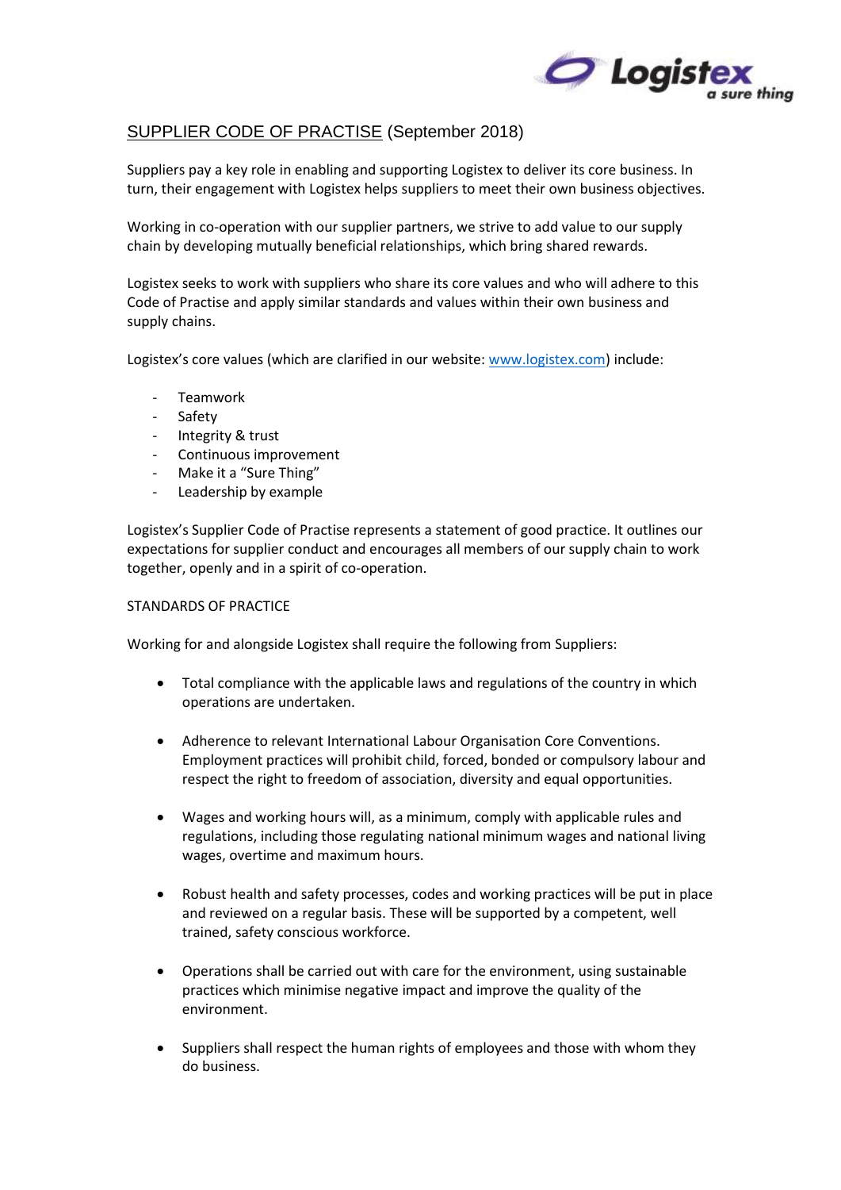# SUPPLIER CODE OF PRACTISE (September 2018)

Suppliers pay a key role in enabling and supporting Logistex to deliver its core business. In turn, their engagement with Logistex helps suppliers to meet their own business objectives.

Working in co-operation with our supplier partners, we strive to add value to our supply chain by developing mutually beneficial relationships, which bring shared rewards.

Logistex seeks to work with suppliers who share its core values and who will adhere to this Code of Practise and apply similar standards and values within their own business and supply chains.

Logistex's core values (which are clarified in our website: [www.logistex.com](http://www.logistex.com)) include:

- Teamwork
- Safety
- Integrity & trust
- Continuous improvement
- Make it a "Sure Thing"
- Leadership by example

Logistex's Supplier Code of Practise represents a statement of good practice. It outlines our expectations for supplier conduct and encourages all members of our supply chain to work together, openly and in a spirit of co-operation.

## STANDARDS OF PRACTICE

Working for and alongside Logistex shall require the following from Suppliers:

- Total compliance with the applicable laws and regulations of the country in which operations are undertaken.

- Adherence to relevant International Labour Organisation Core Conventions. Employment practices will prohibit child, forced, bonded or compulsory labour and respect the right to freedom of association, diversity and equal opportunities.

- Wages and working hours will, as a minimum, comply with applicable rules and regulations, including those regulating national minimum wages and national living wages, overtime and maximum hours.

- Robust health and safety processes, codes and working practices will be put in place and reviewed on a regular basis. These will be supported by a competent, well trained, safety conscious workforce.

- Operations shall be carried out with care for the environment, using sustainable practices which minimise negative impact and improve the quality of the environment.

- Suppliers shall respect the human rights of employees and those with whom they do business.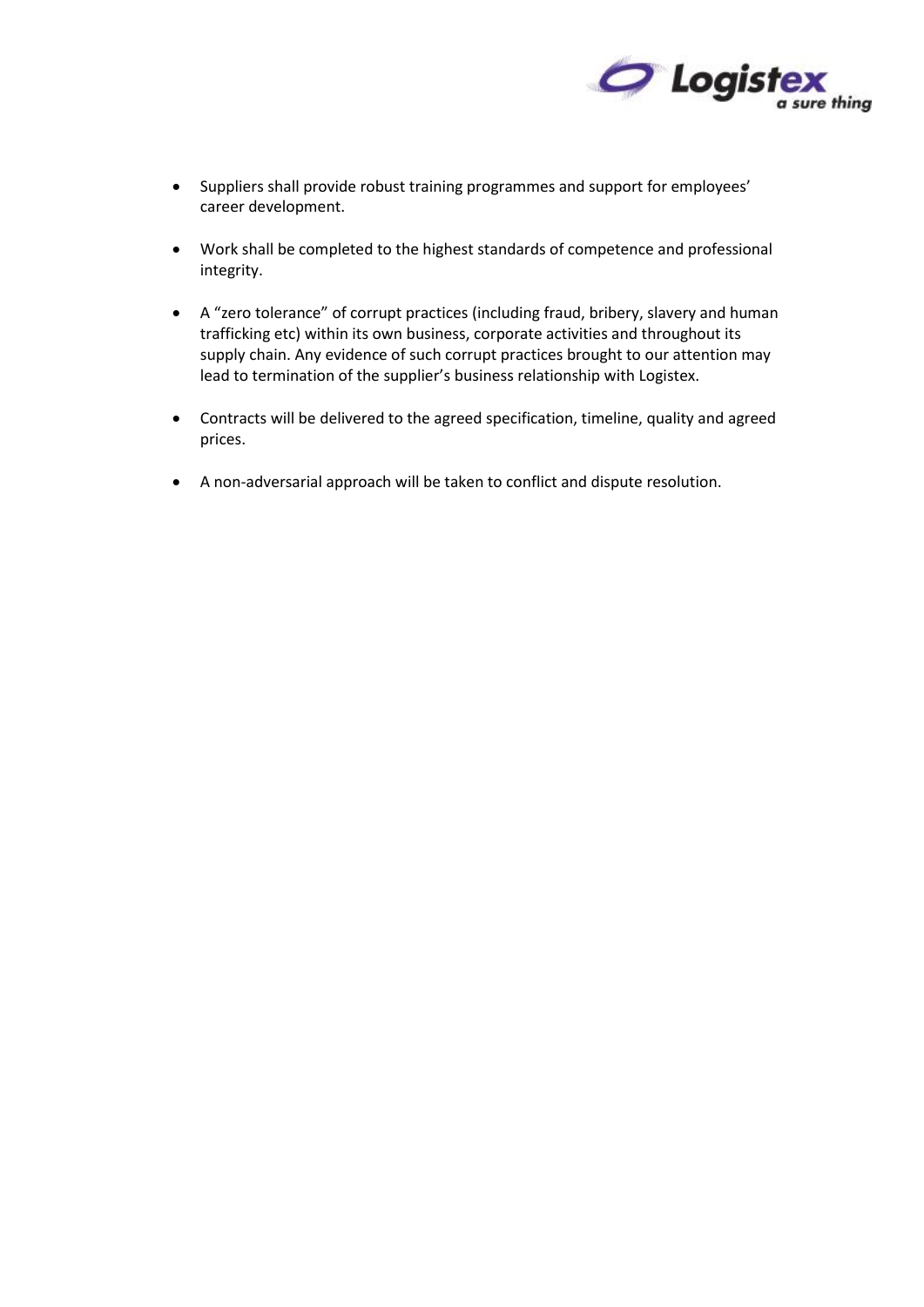- Suppliers shall provide robust training programmes and support for employees' career development.

- Work shall be completed to the highest standards of competence and professional integrity.

- A "zero tolerance" of corrupt practices (including fraud, bribery, slavery and human trafficking etc) within its own business, corporate activities and throughout its supply chain. Any evidence of such corrupt practices brought to our attention may lead to termination of the supplier's business relationship with Logistex.

- Contracts will be delivered to the agreed specification, timeline, quality and agreed prices.

- A non-adversarial approach will be taken to conflict and dispute resolution.